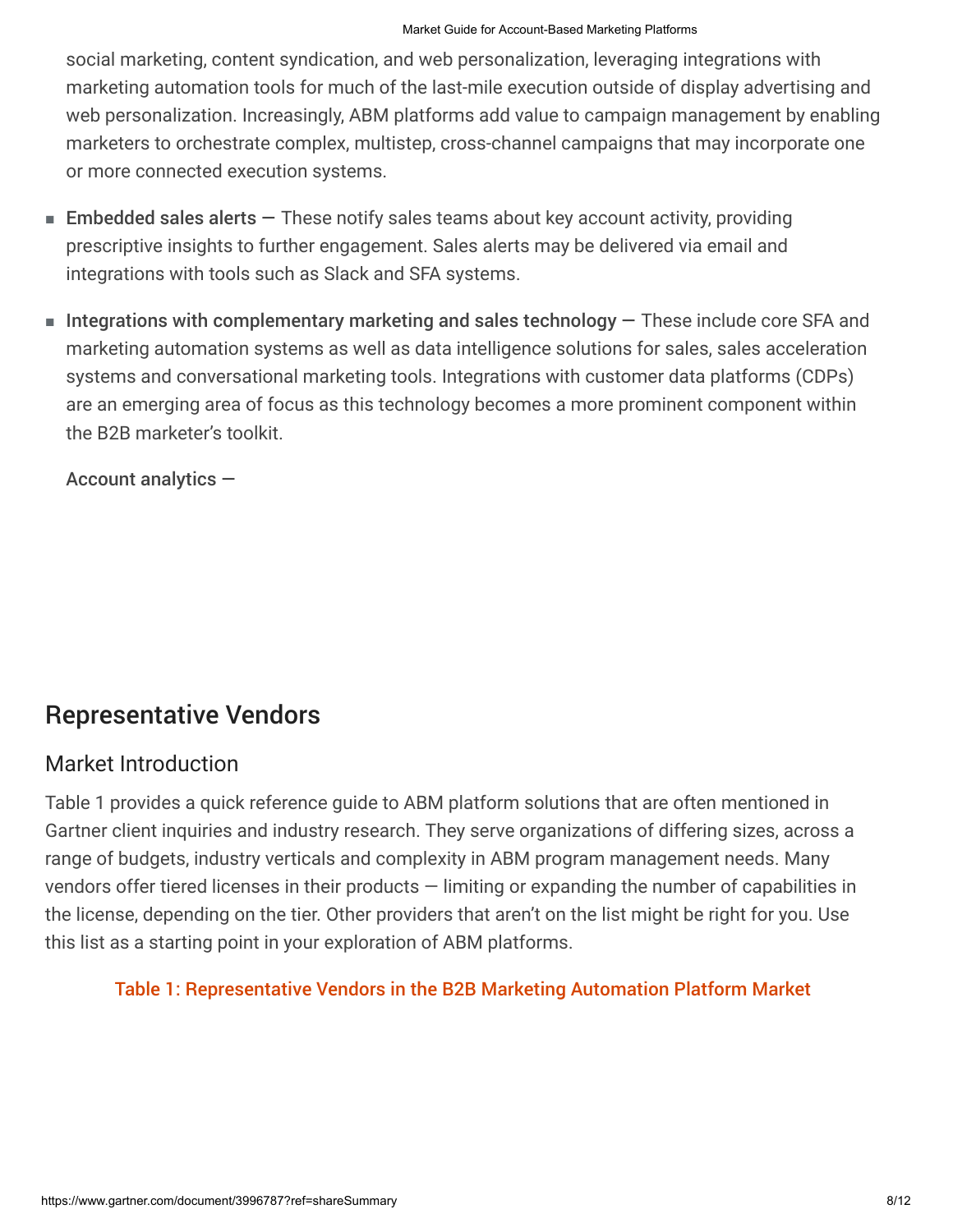social marketing, content syndication, and web personalization, leveraging integrations with marketing automation tools for much of the last-mile execution outside of display advertising and web personalization. Increasingly, ABM platforms add value to campaign management by enabling marketers to orchestrate complex, multistep, cross-channel campaigns that may incorporate one or more connected execution systems.

- **Embedded sales alerts —** These notify sales teams about key account activity, providing prescriptive insights to further engagement. Sales alerts may be delivered via email and integrations with tools such as Slack and SFA systems.
- **Integrations with complementary marketing and sales technology —** These include core SFA and marketing automation systems as well as data intelligence solutions for sales, sales acceleration systems and conversational marketing tools. Integrations with customer data platforms (CDPs) are an emerging area of focus as this technology becomes a more prominent component within the B2B marketer's toolkit.

**Account analytics —**

## Representative Vendors

### Market Introduction

Table 1 provides a quick reference guide to ABM platform solutions that are often mentioned in Gartner client inquiries and industry research. They serve organizations of differing sizes, across a range of budgets, industry verticals and complexity in ABM program management needs. Many vendors offer tiered licenses in their products — limiting or expanding the number of capabilities in the license, depending on the tier. Other providers that aren't on the list might be right for you. Use this list as a starting point in your exploration of ABM platforms.

Table 1: Representative Vendors in the B2B Marketing Automation Platform Market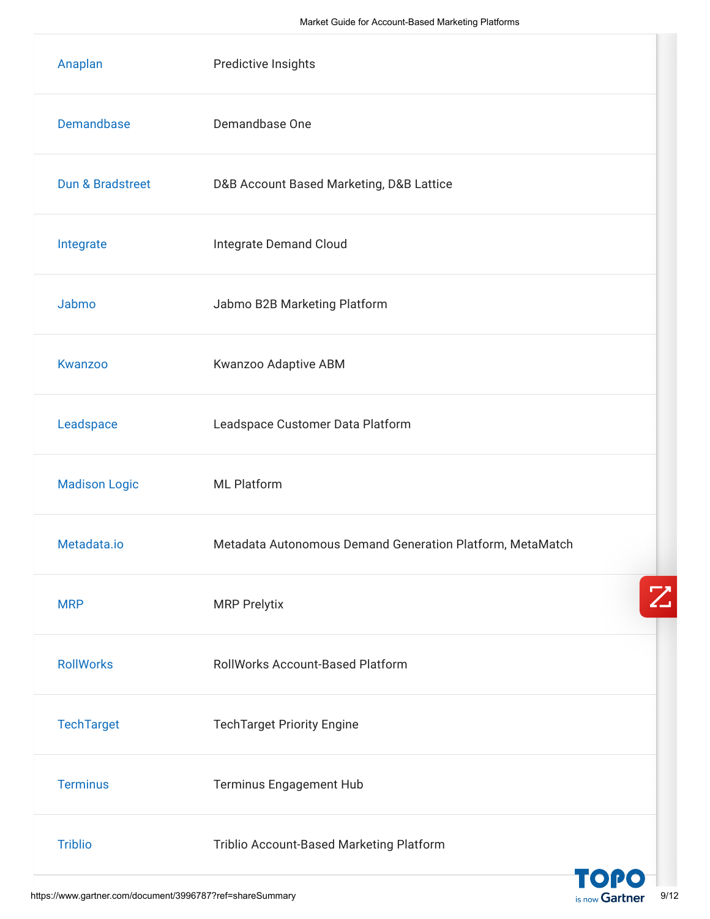| | |
|---|---|
| Anaplan | Predictive Insights |
| Demandbase | Demandbase One |
| Dun & Bradstreet | D&B Account Based Marketing, D&B Lattice |
| Integrate | Integrate Demand Cloud |
| Jabmo | Jabmo B2B Marketing Platform |
| Kwanzoo | Kwanzoo Adaptive ABM |
| Leadspace | Leadspace Customer Data Platform |
| Madison Logic | ML Platform |
| Metadata.io | Metadata Autonomous Demand Generation Platform, MetaMatch |
| MRP | MRP Prelytix |
| RollWorks | RollWorks Account-Based Platform |
| TechTarget | TechTarget Priority Engine |
| Terminus | Terminus Engagement Hub |
| Triblio | Triblio Account-Based Marketing Platform |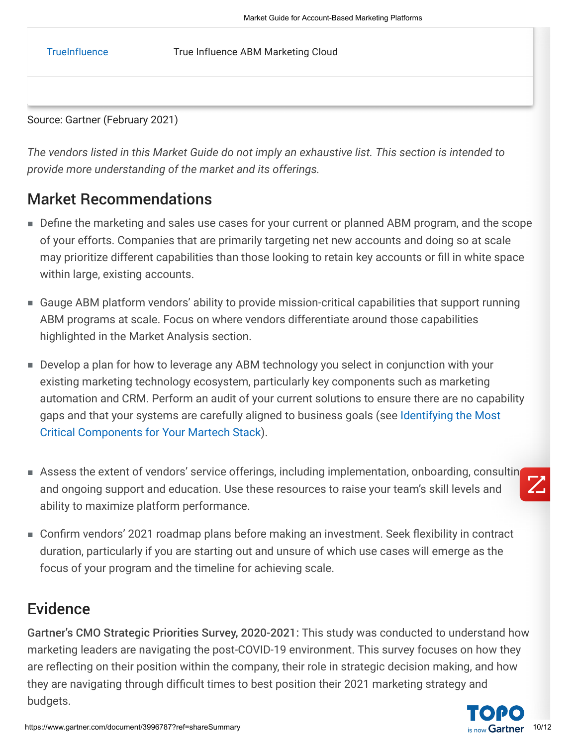| TrueInfluence | True Influence ABM Marketing Cloud |
|---|---|
| | |

Source: Gartner (February 2021)

*The vendors listed in this Market Guide do not imply an exhaustive list. This section is intended to provide more understanding of the market and its offerings.*

## Market Recommendations

- Define the marketing and sales use cases for your current or planned ABM program, and the scope of your efforts. Companies that are primarily targeting net new accounts and doing so at scale may prioritize different capabilities than those looking to retain key accounts or fill in white space within large, existing accounts.
- Gauge ABM platform vendors' ability to provide mission-critical capabilities that support running ABM programs at scale. Focus on where vendors differentiate around those capabilities highlighted in the Market Analysis section.
- Develop a plan for how to leverage any ABM technology you select in conjunction with your existing marketing technology ecosystem, particularly key components such as marketing automation and CRM. Perform an audit of your current solutions to ensure there are no capability gaps and that your systems are carefully aligned to business goals (see Identifying the Most Critical Components for Your Martech Stack).
- Assess the extent of vendors' service offerings, including implementation, onboarding, consulting and ongoing support and education. Use these resources to raise your team's skill levels and ability to maximize platform performance.
- Confirm vendors' 2021 roadmap plans before making an investment. Seek flexibility in contract duration, particularly if you are starting out and unsure of which use cases will emerge as the focus of your program and the timeline for achieving scale.

## Evidence

**Gartner's CMO Strategic Priorities Survey, 2020-2021:** This study was conducted to understand how marketing leaders are navigating the post-COVID-19 environment. This survey focuses on how they are reflecting on their position within the company, their role in strategic decision making, and how they are navigating through difficult times to best position their 2021 marketing strategy and budgets.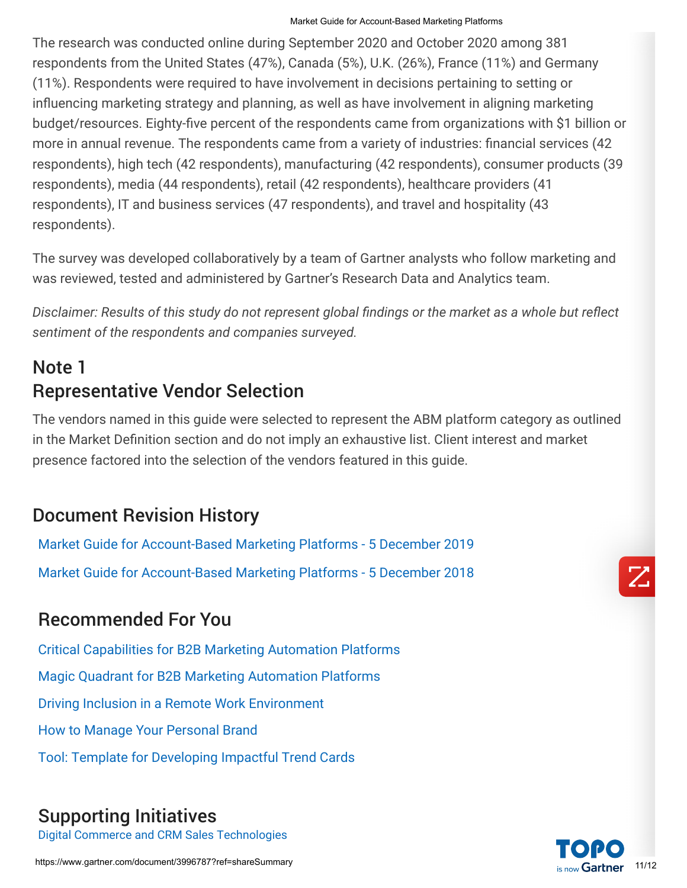The research was conducted online during September 2020 and October 2020 among 381 respondents from the United States (47%), Canada (5%), U.K. (26%), France (11%) and Germany (11%). Respondents were required to have involvement in decisions pertaining to setting or influencing marketing strategy and planning, as well as have involvement in aligning marketing budget/resources. Eighty-five percent of the respondents came from organizations with $1 billion or more in annual revenue. The respondents came from a variety of industries: financial services (42 respondents), high tech (42 respondents), manufacturing (42 respondents), consumer products (39 respondents), media (44 respondents), retail (42 respondents), healthcare providers (41 respondents), IT and business services (47 respondents), and travel and hospitality (43 respondents).

The survey was developed collaboratively by a team of Gartner analysts who follow marketing and was reviewed, tested and administered by Gartner's Research Data and Analytics team.

*Disclaimer: Results of this study do not represent global findings or the market as a whole but reflect sentiment of the respondents and companies surveyed.*

## Note 1
## Representative Vendor Selection

The vendors named in this guide were selected to represent the ABM platform category as outlined in the Market Definition section and do not imply an exhaustive list. Client interest and market presence factored into the selection of the vendors featured in this guide.

## Document Revision History

Market Guide for Account-Based Marketing Platforms - 5 December 2019

Market Guide for Account-Based Marketing Platforms - 5 December 2018

## Recommended For You

Critical Capabilities for B2B Marketing Automation Platforms

Magic Quadrant for B2B Marketing Automation Platforms

Driving Inclusion in a Remote Work Environment

How to Manage Your Personal Brand

Tool: Template for Developing Impactful Trend Cards

## Supporting Initiatives

Digital Commerce and CRM Sales Technologies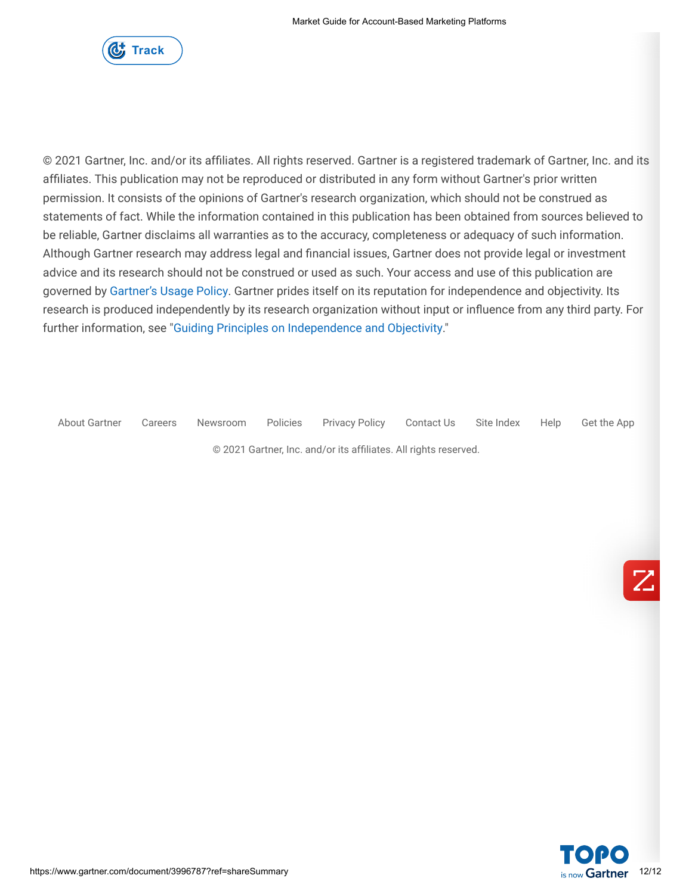Track

© 2021 Gartner, Inc. and/or its affiliates. All rights reserved. Gartner is a registered trademark of Gartner, Inc. and its affiliates. This publication may not be reproduced or distributed in any form without Gartner's prior written permission. It consists of the opinions of Gartner's research organization, which should not be construed as statements of fact. While the information contained in this publication has been obtained from sources believed to be reliable, Gartner disclaims all warranties as to the accuracy, completeness or adequacy of such information. Although Gartner research may address legal and financial issues, Gartner does not provide legal or investment advice and its research should not be construed or used as such. Your access and use of this publication are governed by Gartner's Usage Policy. Gartner prides itself on its reputation for independence and objectivity. Its research is produced independently by its research organization without input or influence from any third party. For further information, see "Guiding Principles on Independence and Objectivity."

About Gartner Careers Newsroom Policies Privacy Policy Contact Us Site Index Help Get the App

© 2021 Gartner, Inc. and/or its affiliates. All rights reserved.